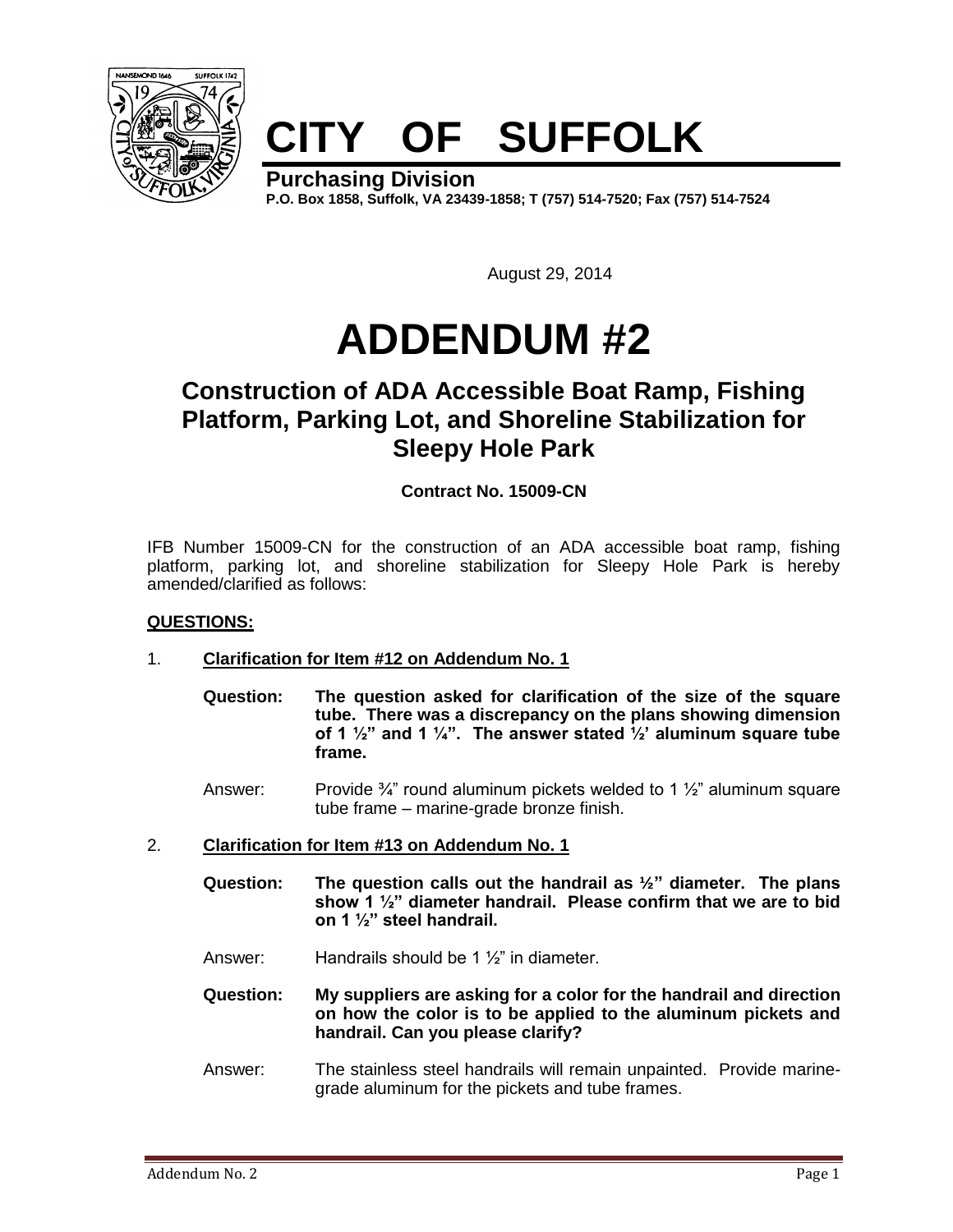# CITY OF SUFFOLK

**Purchasing Division**

**P.O. Box 1858, Suffolk, VA 23439-1858; T (757) 514-7520; Fax (757) 514-7524**

August 29, 2014

# ADDENDUM #2

## Construction of ADA Accessible Boat Ramp, Fishing Platform, Parking Lot, and Shoreline Stabilization for Sleepy Hole Park

**Contract No. 15009-CN**

IFB Number 15009-CN for the construction of an ADA accessible boat ramp, fishing platform, parking lot, and shoreline stabilization for Sleepy Hole Park is hereby amended/clarified as follows:

**QUESTIONS:**

1. **Clarification for Item #12 on Addendum No. 1**

   **Question: The question asked for clarification of the size of the square tube. There was a discrepancy on the plans showing dimension of 1 ½" and 1 ¼". The answer stated ½' aluminum square tube frame.**

   Answer: Provide ¾" round aluminum pickets welded to 1 ½" aluminum square tube frame – marine-grade bronze finish.

2. **Clarification for Item #13 on Addendum No. 1**

   **Question: The question calls out the handrail as ½" diameter. The plans show 1 ½" diameter handrail. Please confirm that we are to bid on 1 ½" steel handrail.**

   Answer: Handrails should be 1 ½" in diameter.

   **Question: My suppliers are asking for a color for the handrail and direction on how the color is to be applied to the aluminum pickets and handrail. Can you please clarify?**

   Answer: The stainless steel handrails will remain unpainted. Provide marine-grade aluminum for the pickets and tube frames.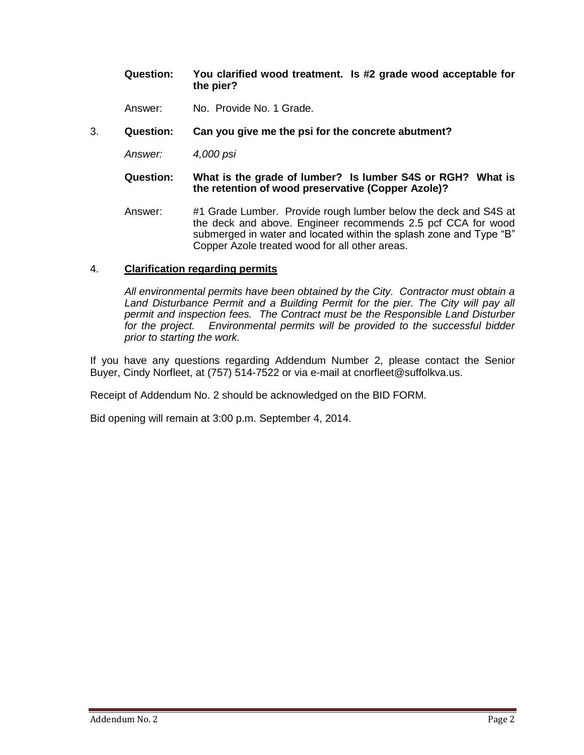**Question:** **You clarified wood treatment. Is #2 grade wood acceptable for the pier?**

Answer: No. Provide No. 1 Grade.

3. **Question:** **Can you give me the psi for the concrete abutment?**

   *Answer:* *4,000 psi*

   **Question:** **What is the grade of lumber? Is lumber S4S or RGH? What is the retention of wood preservative (Copper Azole)?**

   Answer: #1 Grade Lumber. Provide rough lumber below the deck and S4S at the deck and above. Engineer recommends 2.5 pcf CCA for wood submerged in water and located within the splash zone and Type "B" Copper Azole treated wood for all other areas.

4. **Clarification regarding permits**

   *All environmental permits have been obtained by the City. Contractor must obtain a Land Disturbance Permit and a Building Permit for the pier. The City will pay all permit and inspection fees. The Contract must be the Responsible Land Disturber for the project. Environmental permits will be provided to the successful bidder prior to starting the work.*

If you have any questions regarding Addendum Number 2, please contact the Senior Buyer, Cindy Norfleet, at (757) 514-7522 or via e-mail at cnorfleet@suffolkva.us.

Receipt of Addendum No. 2 should be acknowledged on the BID FORM.

Bid opening will remain at 3:00 p.m. September 4, 2014.